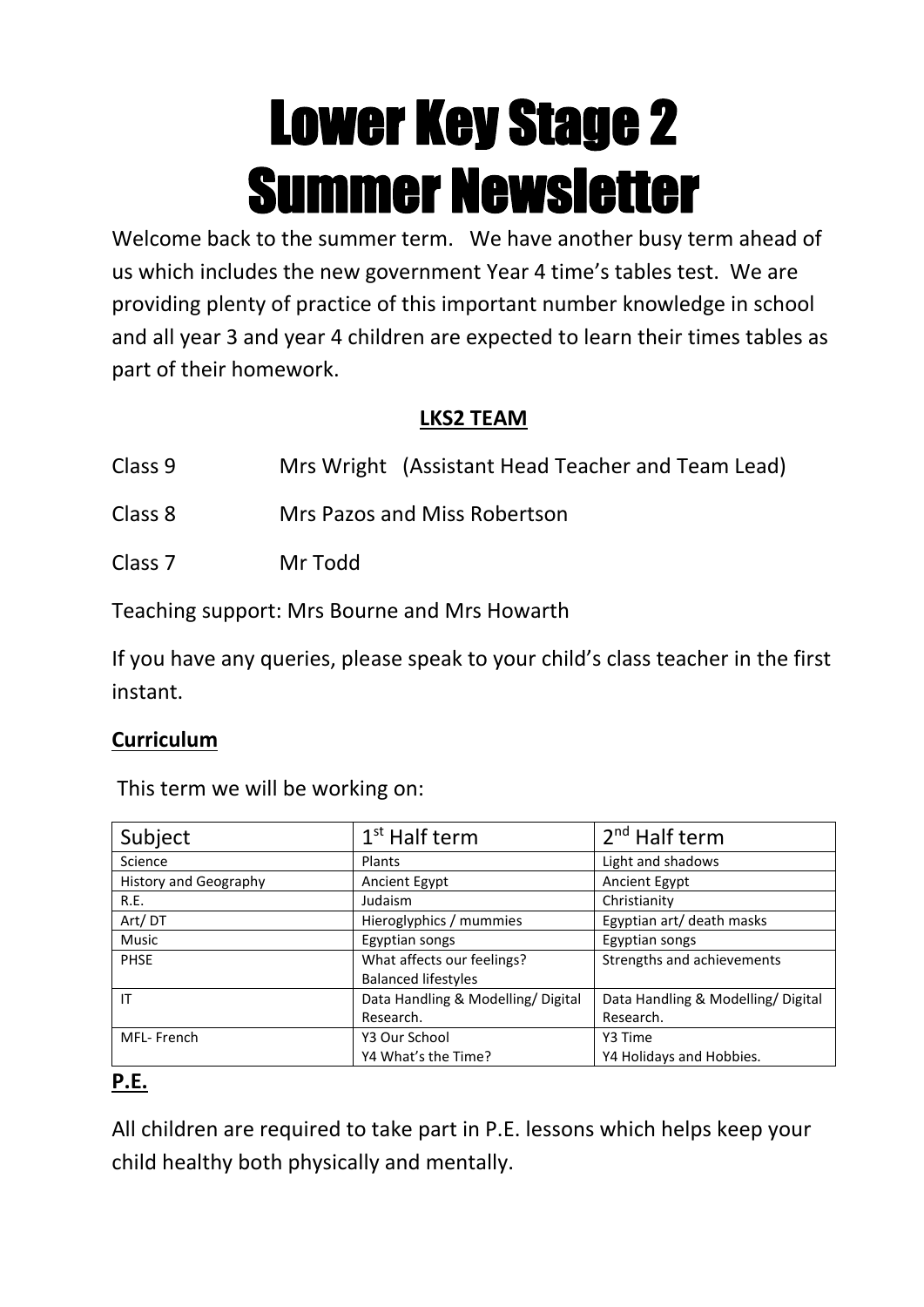# Lower Key Stage 2
# Summer Newsletter

Welcome back to the summer term. We have another busy term ahead of us which includes the new government Year 4 time's tables test. We are providing plenty of practice of this important number knowledge in school and all year 3 and year 4 children are expected to learn their times tables as part of their homework.

## LKS2 TEAM

Class 9 Mrs Wright (Assistant Head Teacher and Team Lead)

Class 8 Mrs Pazos and Miss Robertson

Class 7 Mr Todd

Teaching support: Mrs Bourne and Mrs Howarth

If you have any queries, please speak to your child's class teacher in the first instant.

## Curriculum

This term we will be working on:

| Subject | 1st Half term | 2nd Half term |
|---|---|---|
| Science | Plants | Light and shadows |
| History and Geography | Ancient Egypt | Ancient Egypt |
| R.E. | Judaism | Christianity |
| Art/ DT | Hieroglyphics / mummies | Egyptian art/ death masks |
| Music | Egyptian songs | Egyptian songs |
| PHSE | What affects our feelings? Balanced lifestyles | Strengths and achievements |
| IT | Data Handling & Modelling/ Digital Research. | Data Handling & Modelling/ Digital Research. |
| MFL- French | Y3 Our School Y4 What's the Time? | Y3 Time Y4 Holidays and Hobbies. |

## P.E.

All children are required to take part in P.E. lessons which helps keep your child healthy both physically and mentally.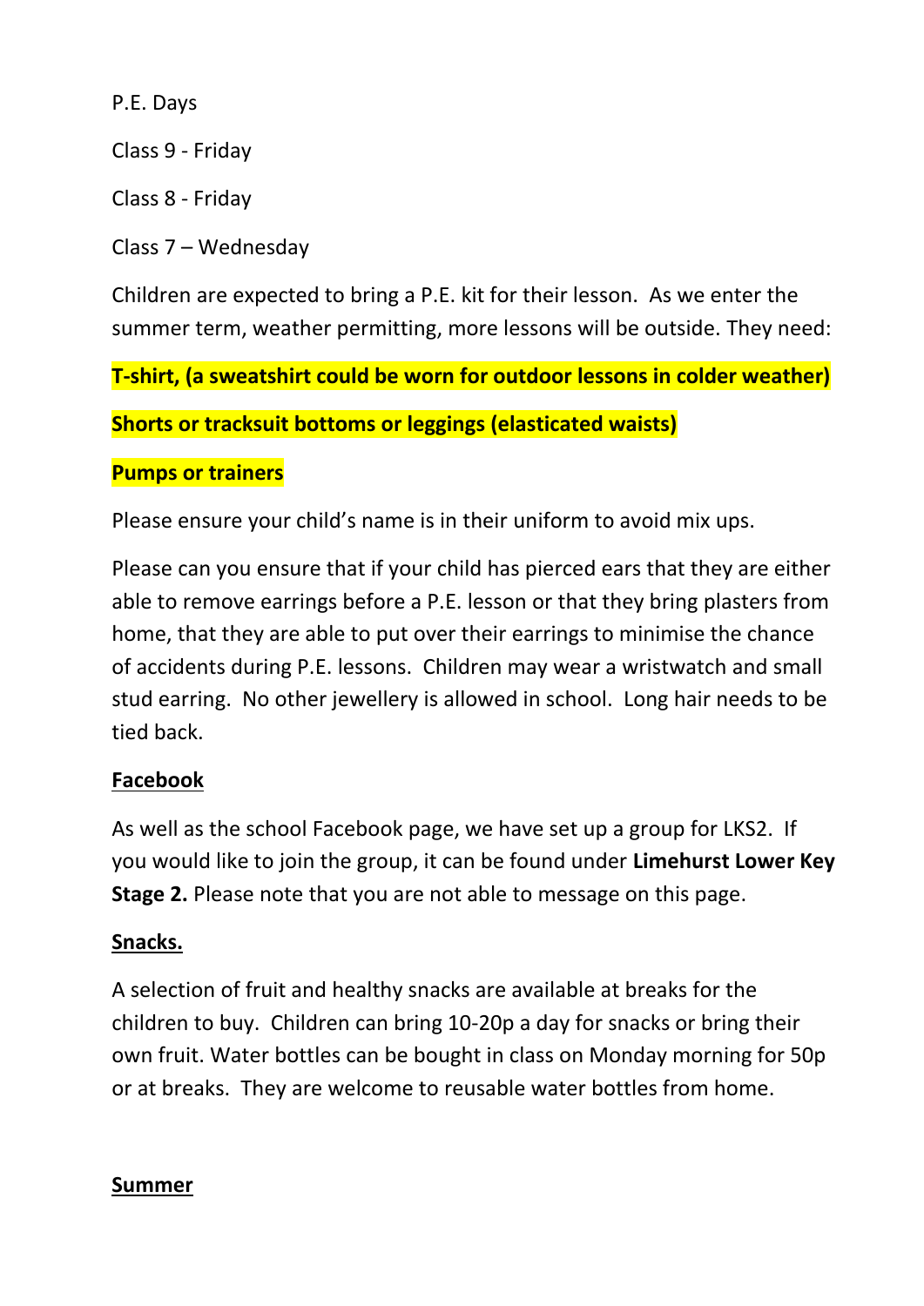P.E. Days

Class 9 - Friday

Class 8 - Friday

Class 7 – Wednesday

Children are expected to bring a P.E. kit for their lesson. As we enter the summer term, weather permitting, more lessons will be outside. They need:

**T-shirt, (a sweatshirt could be worn for outdoor lessons in colder weather)**

**Shorts or tracksuit bottoms or leggings (elasticated waists)**

**Pumps or trainers**

Please ensure your child's name is in their uniform to avoid mix ups.

Please can you ensure that if your child has pierced ears that they are either able to remove earrings before a P.E. lesson or that they bring plasters from home, that they are able to put over their earrings to minimise the chance of accidents during P.E. lessons. Children may wear a wristwatch and small stud earring. No other jewellery is allowed in school. Long hair needs to be tied back.

**Facebook**

As well as the school Facebook page, we have set up a group for LKS2. If you would like to join the group, it can be found under **Limehurst Lower Key Stage 2.** Please note that you are not able to message on this page.

**Snacks.**

A selection of fruit and healthy snacks are available at breaks for the children to buy. Children can bring 10-20p a day for snacks or bring their own fruit. Water bottles can be bought in class on Monday morning for 50p or at breaks. They are welcome to reusable water bottles from home.

**Summer**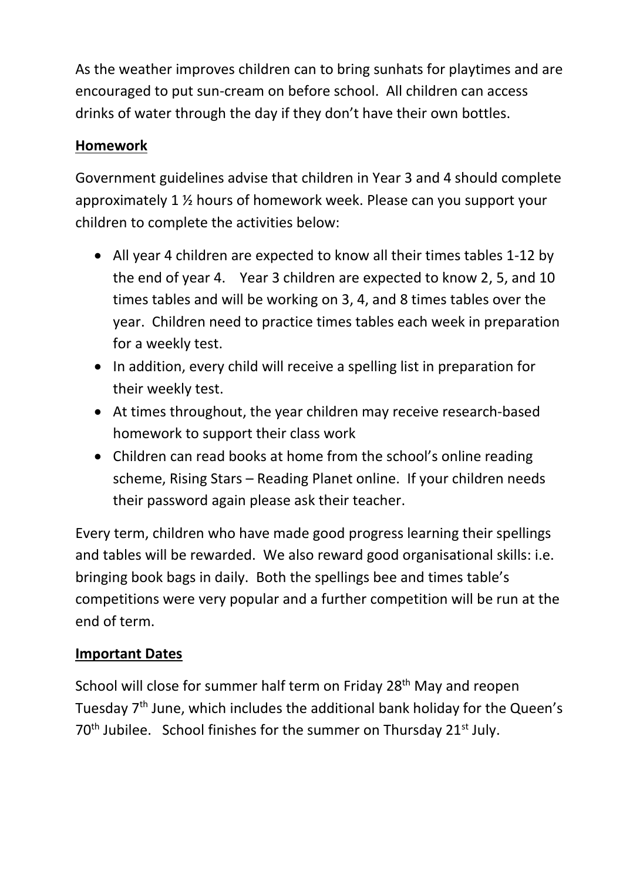As the weather improves children can to bring sunhats for playtimes and are encouraged to put sun-cream on before school. All children can access drinks of water through the day if they don't have their own bottles.

## Homework

Government guidelines advise that children in Year 3 and 4 should complete approximately 1 ½ hours of homework week. Please can you support your children to complete the activities below:

- All year 4 children are expected to know all their times tables 1-12 by the end of year 4. Year 3 children are expected to know 2, 5, and 10 times tables and will be working on 3, 4, and 8 times tables over the year. Children need to practice times tables each week in preparation for a weekly test.
- In addition, every child will receive a spelling list in preparation for their weekly test.
- At times throughout, the year children may receive research-based homework to support their class work
- Children can read books at home from the school's online reading scheme, Rising Stars – Reading Planet online. If your children needs their password again please ask their teacher.

Every term, children who have made good progress learning their spellings and tables will be rewarded. We also reward good organisational skills: i.e. bringing book bags in daily. Both the spellings bee and times table's competitions were very popular and a further competition will be run at the end of term.

## Important Dates

School will close for summer half term on Friday 28th May and reopen Tuesday 7th June, which includes the additional bank holiday for the Queen's 70th Jubilee. School finishes for the summer on Thursday 21st July.